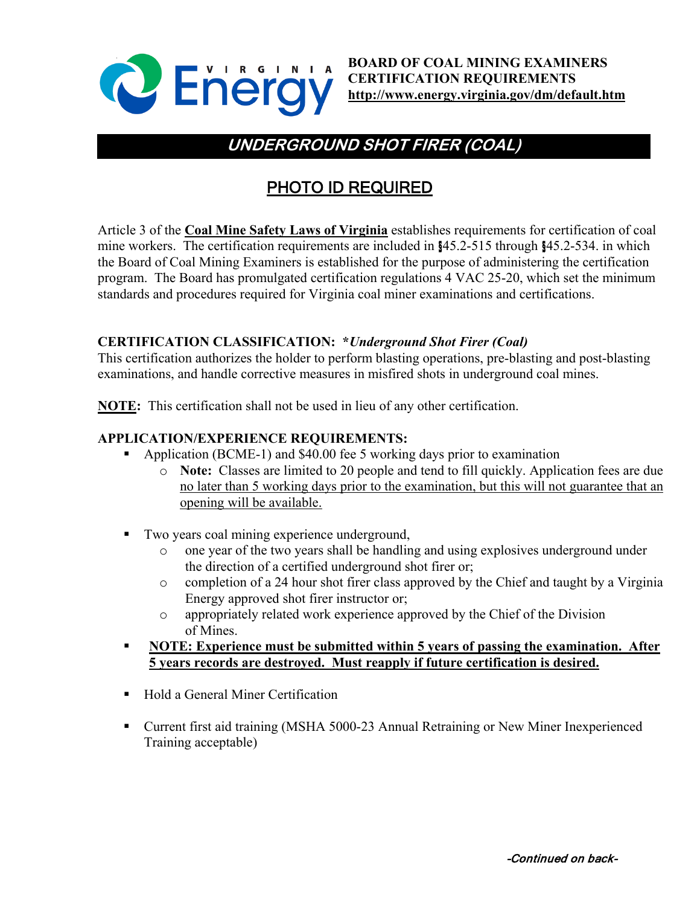**BOARD OF COAL MINING EXAMINERS**
**CERTIFICATION REQUIREMENTS**
**http://www.energy.virginia.gov/dm/default.htm**

# *UNDERGROUND SHOT FIRER (COAL)*

## PHOTO ID REQUIRED

Article 3 of the **Coal Mine Safety Laws of Virginia** establishes requirements for certification of coal mine workers. The certification requirements are included in §45.2-515 through §45.2-534. in which the Board of Coal Mining Examiners is established for the purpose of administering the certification program. The Board has promulgated certification regulations 4 VAC 25-20, which set the minimum standards and procedures required for Virginia coal miner examinations and certifications.

**CERTIFICATION CLASSIFICATION:** ***Underground Shot Firer (Coal)***
This certification authorizes the holder to perform blasting operations, pre-blasting and post-blasting examinations, and handle corrective measures in misfired shots in underground coal mines.

**NOTE:** This certification shall not be used in lieu of any other certification.

**APPLICATION/EXPERIENCE REQUIREMENTS:**

- Application (BCME-1) and $40.00 fee 5 working days prior to examination
  - **Note:** Classes are limited to 20 people and tend to fill quickly. Application fees are due no later than 5 working days prior to the examination, but this will not guarantee that an opening will be available.
- Two years coal mining experience underground,
  - one year of the two years shall be handling and using explosives underground under the direction of a certified underground shot firer or;
  - completion of a 24 hour shot firer class approved by the Chief and taught by a Virginia Energy approved shot firer instructor or;
  - appropriately related work experience approved by the Chief of the Division of Mines.
- **NOTE: Experience must be submitted within 5 years of passing the examination. After 5 years records are destroyed. Must reapply if future certification is desired.**
- Hold a General Miner Certification
- Current first aid training (MSHA 5000-23 Annual Retraining or New Miner Inexperienced Training acceptable)

*-Continued on back-*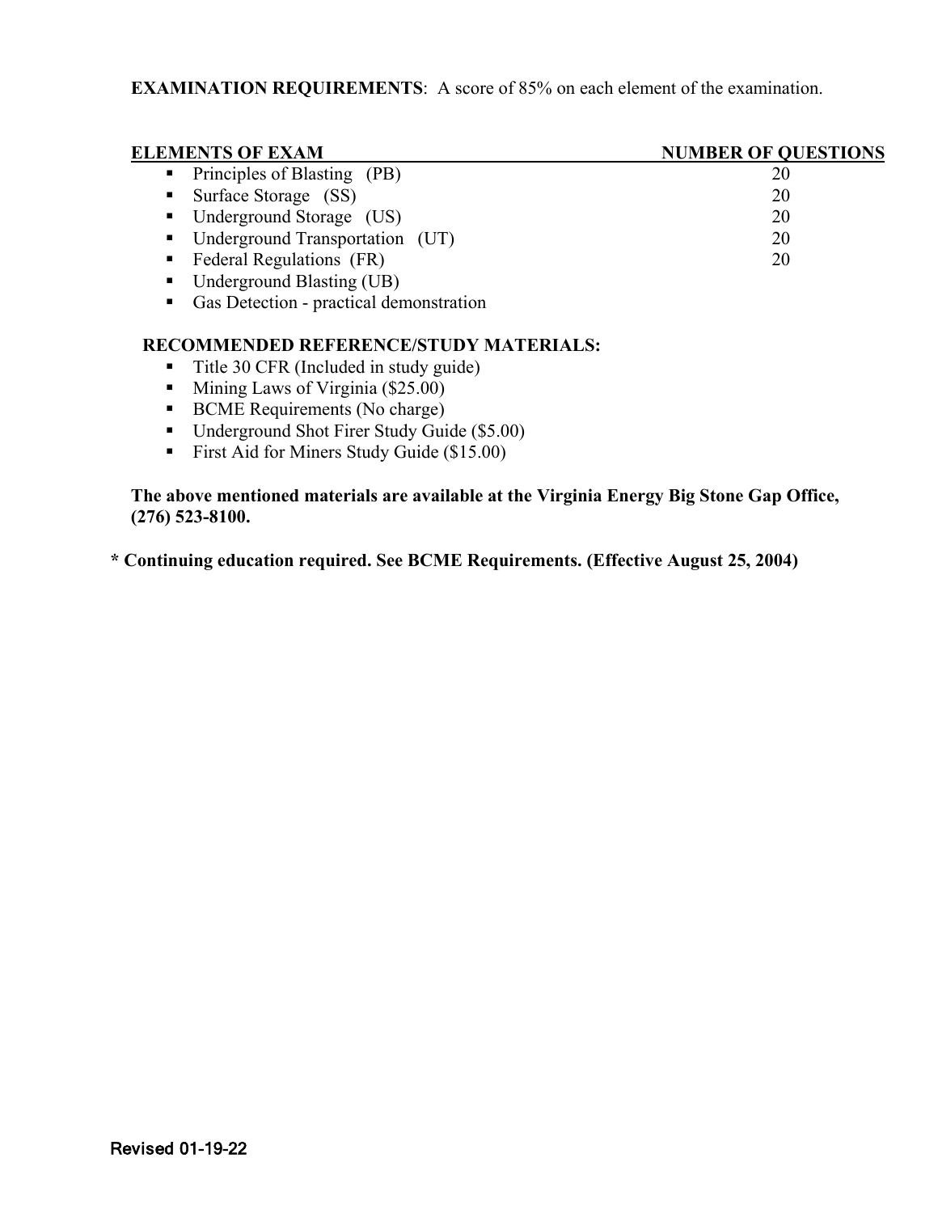**EXAMINATION REQUIREMENTS**: A score of 85% on each element of the examination.

| ELEMENTS OF EXAM | NUMBER OF QUESTIONS |
|---|---|
| ▪ Principles of Blasting (PB) | 20 |
| ▪ Surface Storage (SS) | 20 |
| ▪ Underground Storage (US) | 20 |
| ▪ Underground Transportation (UT) | 20 |
| ▪ Federal Regulations (FR) | 20 |
| ▪ Underground Blasting (UB) | |
| ▪ Gas Detection - practical demonstration | |

**RECOMMENDED REFERENCE/STUDY MATERIALS:**

- Title 30 CFR (Included in study guide)
- Mining Laws of Virginia ($25.00)
- BCME Requirements (No charge)
- Underground Shot Firer Study Guide ($5.00)
- First Aid for Miners Study Guide ($15.00)

**The above mentioned materials are available at the Virginia Energy Big Stone Gap Office, (276) 523-8100.**

**\* Continuing education required. See BCME Requirements. (Effective August 25, 2004)**

Revised 01-19-22